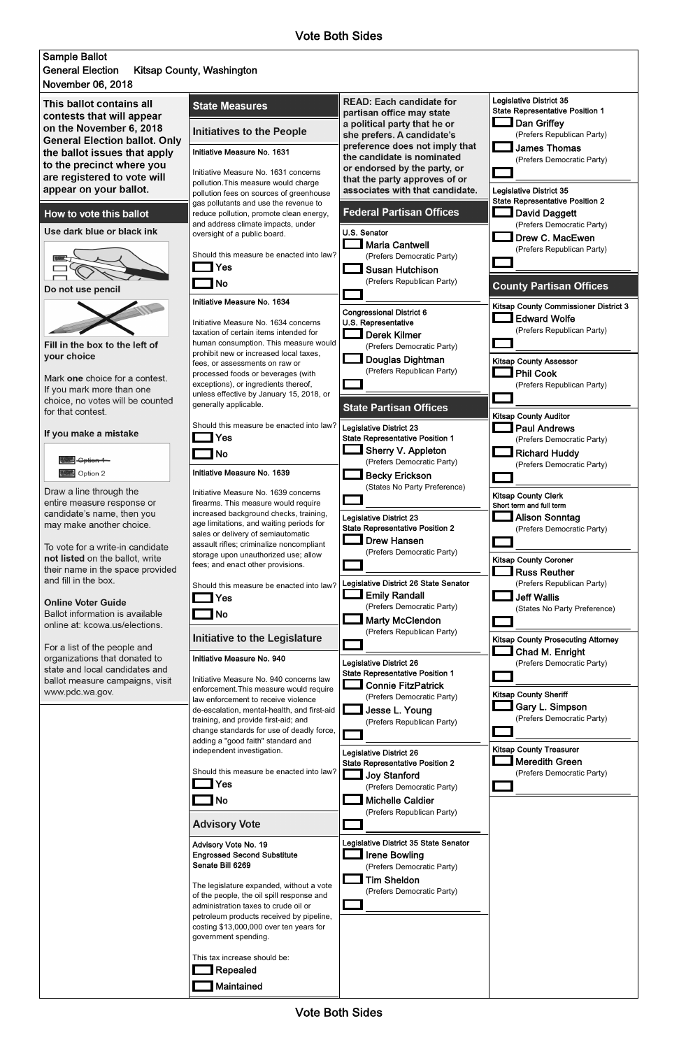Vote Both Sides

Sample Ballot
General Election Kitsap County, Washington
November 06, 2018

**This ballot contains all contests that will appear on the November 6, 2018 General Election ballot. Only the ballot issues that apply to the precinct where you are registered to vote will appear on your ballot.**

## How to vote this ballot

**Use dark blue or black ink**

**Do not use pencil**

**Fill in the box to the left of your choice**

Mark **one** choice for a contest. If you mark more than one choice, no votes will be counted for that contest.

**If you make a mistake**

~~Option 1~~
Option 2

Draw a line through the entire measure response or candidate's name, then you may make another choice.

To vote for a write-in candidate **not listed** on the ballot, write their name in the space provided and fill in the box.

**Online Voter Guide**
Ballot information is available online at: kcowa.us/elections.

For a list of the people and organizations that donated to state and local candidates and ballot measure campaigns, visit www.pdc.wa.gov.

## State Measures

### Initiatives to the People

**Initiative Measure No. 1631**

Initiative Measure No. 1631 concerns pollution.This measure would charge pollution fees on sources of greenhouse gas pollutants and use the revenue to reduce pollution, promote clean energy, and address climate impacts, under oversight of a public board.

Should this measure be enacted into law?

- [ ] Yes
- [ ] No

**Initiative Measure No. 1634**

Initiative Measure No. 1634 concerns taxation of certain items intended for human consumption. This measure would prohibit new or increased local taxes, fees, or assessments on raw or processed foods or beverages (with exceptions), or ingredients thereof, unless effective by January 15, 2018, or generally applicable.

Should this measure be enacted into law?

- [ ] Yes
- [ ] No

**Initiative Measure No. 1639**

Initiative Measure No. 1639 concerns firearms. This measure would require increased background checks, training, age limitations, and waiting periods for sales or delivery of semiautomatic assault rifles; criminalize noncompliant storage upon unauthorized use; allow fees; and enact other provisions.

Should this measure be enacted into law?

- [ ] Yes
- [ ] No

### Initiative to the Legislature

**Initiative Measure No. 940**

Initiative Measure No. 940 concerns law enforcement.This measure would require law enforcement to receive violence de-escalation, mental-health, and first-aid training, and provide first-aid; and change standards for use of deadly force, adding a "good faith" standard and independent investigation.

Should this measure be enacted into law?

- [ ] Yes
- [ ] No

### Advisory Vote

**Advisory Vote No. 19**
**Engrossed Second Substitute Senate Bill 6269**

The legislature expanded, without a vote of the people, the oil spill response and administration taxes to crude oil or petroleum products received by pipeline, costing $13,000,000 over ten years for government spending.

This tax increase should be:

- [ ] Repealed
- [ ] Maintained

**READ: Each candidate for partisan office may state a political party that he or she prefers. A candidate's preference does not imply that the candidate is nominated or endorsed by the party, or that the party approves of or associates with that candidate.**

## Federal Partisan Offices

**U.S. Senator**

- [ ] Maria Cantwell (Prefers Democratic Party)
- [ ] Susan Hutchison (Prefers Republican Party)
- [ ] ________________

**Congressional District 6**
**U.S. Representative**

- [ ] Derek Kilmer (Prefers Democratic Party)
- [ ] Douglas Dightman (Prefers Republican Party)
- [ ] ________________

## State Partisan Offices

**Legislative District 23**
**State Representative Position 1**

- [ ] Sherry V. Appleton (Prefers Democratic Party)
- [ ] Becky Erickson (States No Party Preference)
- [ ] ________________

**Legislative District 23**
**State Representative Position 2**

- [ ] Drew Hansen (Prefers Democratic Party)
- [ ] ________________

**Legislative District 26 State Senator**

- [ ] Emily Randall (Prefers Democratic Party)
- [ ] Marty McClendon (Prefers Republican Party)
- [ ] ________________

**Legislative District 26**
**State Representative Position 1**

- [ ] Connie FitzPatrick (Prefers Democratic Party)
- [ ] Jesse L. Young (Prefers Republican Party)
- [ ] ________________

**Legislative District 26**
**State Representative Position 2**

- [ ] Joy Stanford (Prefers Democratic Party)
- [ ] Michelle Caldier (Prefers Republican Party)
- [ ] ________________

**Legislative District 35 State Senator**

- [ ] Irene Bowling (Prefers Democratic Party)
- [ ] Tim Sheldon (Prefers Democratic Party)
- [ ] ________________

**Legislative District 35**
**State Representative Position 1**

- [ ] Dan Griffey (Prefers Republican Party)
- [ ] James Thomas (Prefers Democratic Party)
- [ ] ________________

**Legislative District 35**
**State Representative Position 2**

- [ ] David Daggett (Prefers Democratic Party)
- [ ] Drew C. MacEwen (Prefers Republican Party)
- [ ] ________________

## County Partisan Offices

**Kitsap County Commissioner District 3**

- [ ] Edward Wolfe (Prefers Republican Party)
- [ ] ________________

**Kitsap County Assessor**

- [ ] Phil Cook (Prefers Republican Party)
- [ ] ________________

**Kitsap County Auditor**

- [ ] Paul Andrews (Prefers Democratic Party)
- [ ] Richard Huddy (Prefers Democratic Party)
- [ ] ________________

**Kitsap County Clerk**
**Short term and full term**

- [ ] Alison Sonntag (Prefers Democratic Party)
- [ ] ________________

**Kitsap County Coroner**

- [ ] Russ Reuther (Prefers Republican Party)
- [ ] Jeff Wallis (States No Party Preference)
- [ ] ________________

**Kitsap County Prosecuting Attorney**

- [ ] Chad M. Enright (Prefers Democratic Party)
- [ ] ________________

**Kitsap County Sheriff**

- [ ] Gary L. Simpson (Prefers Democratic Party)
- [ ] ________________

**Kitsap County Treasurer**

- [ ] Meredith Green (Prefers Democratic Party)
- [ ] ________________

Vote Both Sides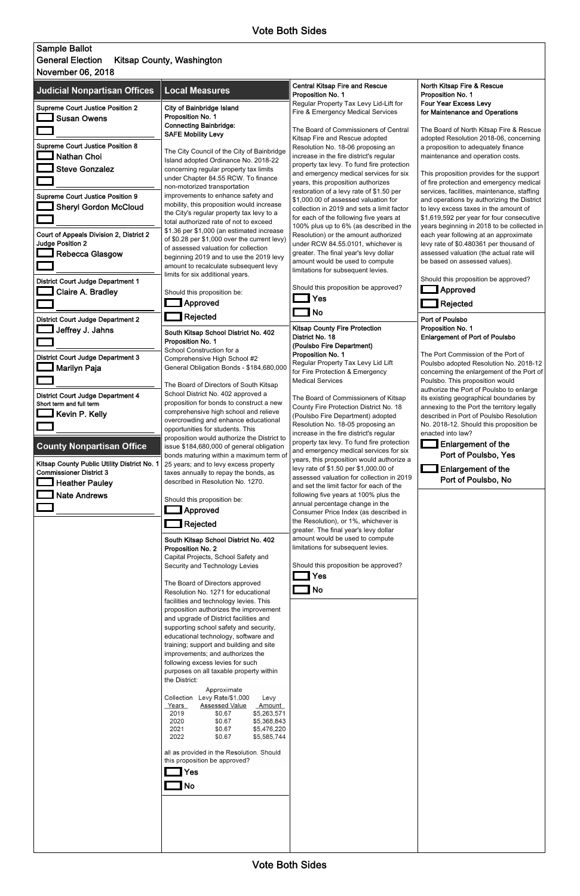Vote Both Sides

Sample Ballot
General Election Kitsap County, Washington
November 06, 2018

## Judicial Nonpartisan Offices

**Supreme Court Justice Position 2**

- ☐ Susan Owens
- ☐ ____________

**Supreme Court Justice Position 8**

- ☐ Nathan Choi
- ☐ Steve Gonzalez
- ☐ ____________

**Supreme Court Justice Position 9**

- ☐ Sheryl Gordon McCloud
- ☐ ____________

**Court of Appeals Division 2, District 2 Judge Position 2**

- ☐ Rebecca Glasgow
- ☐ ____________

**District Court Judge Department 1**

- ☐ Claire A. Bradley
- ☐ ____________

**District Court Judge Department 2**

- ☐ Jeffrey J. Jahns
- ☐ ____________

**District Court Judge Department 3**

- ☐ Marilyn Paja
- ☐ ____________

**District Court Judge Department 4**
Short term and full term

- ☐ Kevin P. Kelly
- ☐ ____________

## County Nonpartisan Office

**Kitsap County Public Utility District No. 1 Commissioner District 3**

- ☐ Heather Pauley
- ☐ Nate Andrews
- ☐ ____________

## Local Measures

**City of Bainbridge Island**
**Proposition No. 1**
**Connecting Bainbridge:**
**SAFE Mobility Levy**

The City Council of the City of Bainbridge Island adopted Ordinance No. 2018-22 concerning regular property tax limits under Chapter 84.55 RCW. To finance non-motorized transportation improvements to enhance safety and mobility, this proposition would increase the City's regular property tax levy to a total authorized rate of not to exceed \$1.36 per \$1,000 (an estimated increase of \$0.28 per \$1,000 over the current levy) of assessed valuation for collection beginning 2019 and to use the 2019 levy amount to recalculate subsequent levy limits for six additional years.

Should this proposition be:

- ☐ Approved
- ☐ Rejected

**South Kitsap School District No. 402**
**Proposition No. 1**
School Construction for a Comprehensive High School #2 General Obligation Bonds - \$184,680,000

The Board of Directors of South Kitsap School District No. 402 approved a proposition for bonds to construct a new comprehensive high school and relieve overcrowding and enhance educational opportunities for students. This proposition would authorize the District to issue \$184,680,000 of general obligation bonds maturing within a maximum term of 25 years; and to levy excess property taxes annually to repay the bonds, as described in Resolution No. 1270.

Should this proposition be:

- ☐ Approved
- ☐ Rejected

**South Kitsap School District No. 402**
**Proposition No. 2**
Capital Projects, School Safety and Security and Technology Levies

The Board of Directors approved Resolution No. 1271 for educational facilities and technology levies. This proposition authorizes the improvement and upgrade of District facilities and supporting school safety and security, educational technology, software and training; support and building and site improvements; and authorizes the following excess levies for such purposes on all taxable property within the District:

| Collection Years | Approximate Levy Rate/\$1,000 Assessed Value | Levy Amount |
|---|---|---|
| 2019 | \$0.67 | \$5,263,571 |
| 2020 | \$0.67 | \$5,368,843 |
| 2021 | \$0.67 | \$5,476,220 |
| 2022 | \$0.67 | \$5,585,744 |

all as provided in the Resolution. Should this proposition be approved?

- ☐ Yes
- ☐ No

**Central Kitsap Fire and Rescue**
**Proposition No. 1**
Regular Property Tax Levy Lid-Lift for Fire & Emergency Medical Services

The Board of Commissioners of Central Kitsap Fire and Rescue adopted Resolution No. 18-06 proposing an increase in the fire district's regular property tax levy. To fund fire protection and emergency medical services for six years, this proposition authorizes restoration of a levy rate of \$1.50 per \$1,000.00 of assessed valuation for collection in 2019 and sets a limit factor for each of the following five years at 100% plus up to 6% (as described in the Resolution) or the amount authorized under RCW 84.55.0101, whichever is greater. The final year's levy dollar amount would be used to compute limitations for subsequent levies.

Should this proposition be approved?

- ☐ Yes
- ☐ No

**Kitsap County Fire Protection District No. 18**
**(Poulsbo Fire Department)**
**Proposition No. 1**
Regular Property Tax Levy Lid Lift for Fire Protection & Emergency Medical Services

The Board of Commissioners of Kitsap County Fire Protection District No. 18 (Poulsbo Fire Department) adopted Resolution No. 18-05 proposing an increase in the fire district's regular property tax levy. To fund fire protection and emergency medical services for six years, this proposition would authorize a levy rate of \$1.50 per \$1,000.00 of assessed valuation for collection in 2019 and set the limit factor for each of the following five years at 100% plus the annual percentage change in the Consumer Price Index (as described in the Resolution), or 1%, whichever is greater. The final year's levy dollar amount would be used to compute limitations for subsequent levies.

Should this proposition be approved?

- ☐ Yes
- ☐ No

**North Kitsap Fire & Rescue**
**Proposition No. 1**
**Four Year Excess Levy for Maintenance and Operations**

The Board of North Kitsap Fire & Rescue adopted Resolution 2018-06, concerning a proposition to adequately finance maintenance and operation costs.

This proposition provides for the support of fire protection and emergency medical services, facilities, maintenance, staffing and operations by authorizing the District to levy excess taxes in the amount of \$1,619,592 per year for four consecutive years beginning in 2018 to be collected in each year following at an approximate levy rate of \$0.480361 per thousand of assessed valuation (the actual rate will be based on assessed values).

Should this proposition be approved?

- ☐ Approved
- ☐ Rejected

**Port of Poulsbo**
**Proposition No. 1**
**Enlargement of Port of Poulsbo**

The Port Commission of the Port of Poulsbo adopted Resolution No. 2018-12 concerning the enlargement of the Port of Poulsbo. This proposition would authorize the Port of Poulsbo to enlarge its existing geographical boundaries by annexing to the Port the territory legally described in Port of Poulsbo Resolution No. 2018-12. Should this proposition be enacted into law?

- ☐ Enlargement of the Port of Poulsbo, Yes
- ☐ Enlargement of the Port of Poulsbo, No

Vote Both Sides